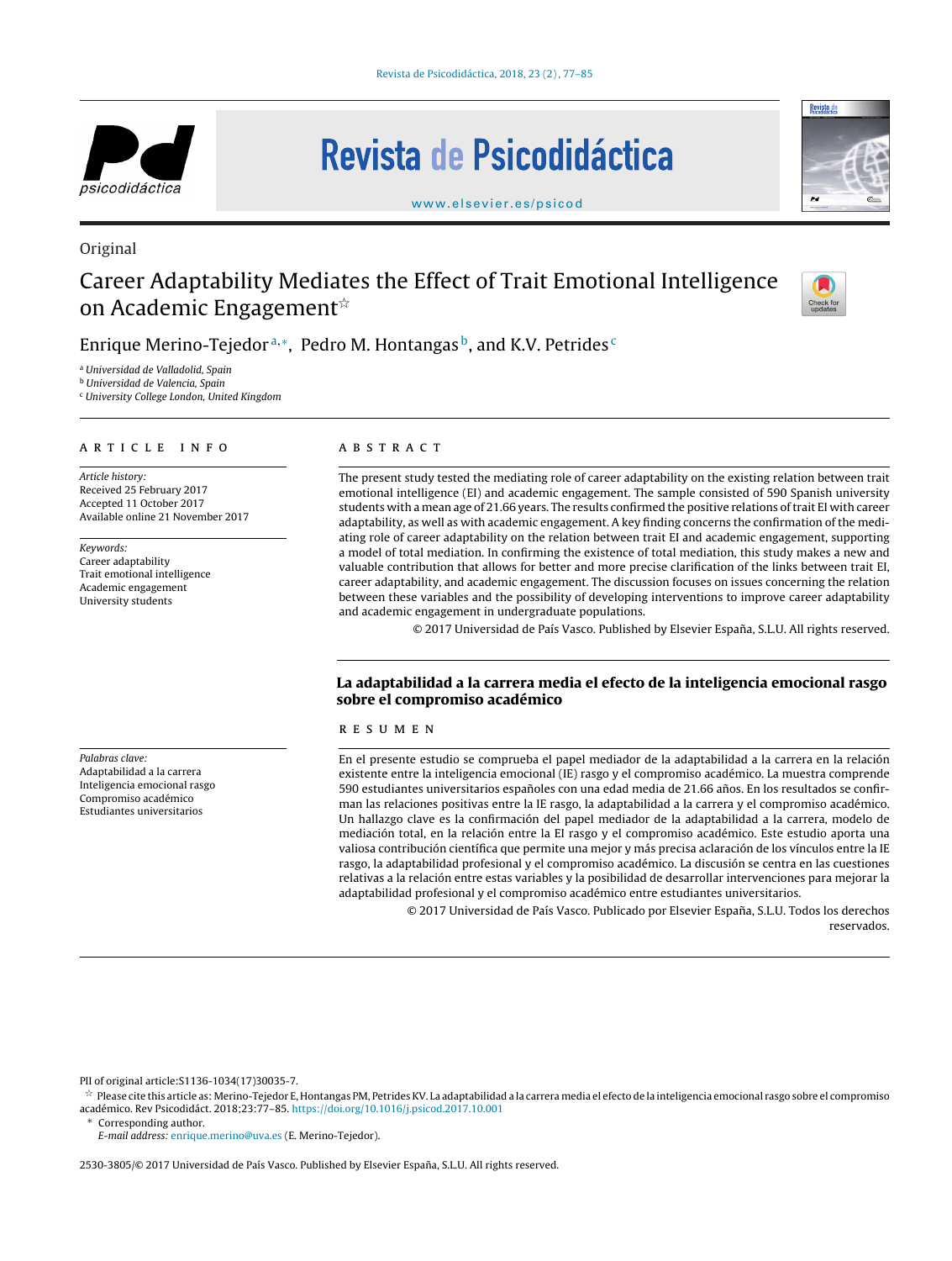Original

# Career Adaptability Mediates the Effect of Trait Emotional Intelligence on Academic Engagement☆

Enrique Merino-Tejedor[a,*], Pedro M. Hontangas[b], and K.V. Petrides[c]

[a] *Universidad de Valladolid, Spain*
[b] *Universidad de Valencia, Spain*
[c] *University College London, United Kingdom*

## ARTICLE INFO

*Article history:*
Received 25 February 2017
Accepted 11 October 2017
Available online 21 November 2017

*Keywords:*
Career adaptability
Trait emotional intelligence
Academic engagement
University students

## ABSTRACT

The present study tested the mediating role of career adaptability on the existing relation between trait emotional intelligence (EI) and academic engagement. The sample consisted of 590 Spanish university students with a mean age of 21.66 years. The results confirmed the positive relations of trait EI with career adaptability, as well as with academic engagement. A key finding concerns the confirmation of the mediating role of career adaptability on the relation between trait EI and academic engagement, supporting a model of total mediation. In confirming the existence of total mediation, this study makes a new and valuable contribution that allows for better and more precise clarification of the links between trait EI, career adaptability, and academic engagement. The discussion focuses on issues concerning the relation between these variables and the possibility of developing interventions to improve career adaptability and academic engagement in undergraduate populations.

© 2017 Universidad de País Vasco. Published by Elsevier España, S.L.U. All rights reserved.

## La adaptabilidad a la carrera media el efecto de la inteligencia emocional rasgo sobre el compromiso académico

*Palabras clave:*
Adaptabilidad a la carrera
Inteligencia emocional rasgo
Compromiso académico
Estudiantes universitarios

## RESUMEN

En el presente estudio se comprueba el papel mediador de la adaptabilidad a la carrera en la relación existente entre la inteligencia emocional (IE) rasgo y el compromiso académico. La muestra comprende 590 estudiantes universitarios españoles con una edad media de 21.66 años. En los resultados se confirman las relaciones positivas entre la IE rasgo, la adaptabilidad a la carrera y el compromiso académico. Un hallazgo clave es la confirmación del papel mediador de la adaptabilidad a la carrera, modelo de mediación total, en la relación entre la EI rasgo y el compromiso académico. Este estudio aporta una valiosa contribución científica que permite una mejor y más precisa aclaración de los vínculos entre la IE rasgo, la adaptabilidad profesional y el compromiso académico. La discusión se centra en las cuestiones relativas a la relación entre estas variables y la posibilidad de desarrollar intervenciones para mejorar la adaptabilidad profesional y el compromiso académico entre estudiantes universitarios.

© 2017 Universidad de País Vasco. Publicado por Elsevier España, S.L.U. Todos los derechos reservados.

---

PII of original article:S1136-1034(17)30035-7.

☆ Please cite this article as: Merino-Tejedor E, Hontangas PM, Petrides KV. La adaptabilidad a la carrera media el efecto de la inteligencia emocional rasgo sobre el compromiso académico. Rev Psicodidáct. 2018;23:77–85. https://doi.org/10.1016/j.psicod.2017.10.001

\* Corresponding author.
*E-mail address:* enrique.merino@uva.es (E. Merino-Tejedor).

2530-3805/© 2017 Universidad de País Vasco. Published by Elsevier España, S.L.U. All rights reserved.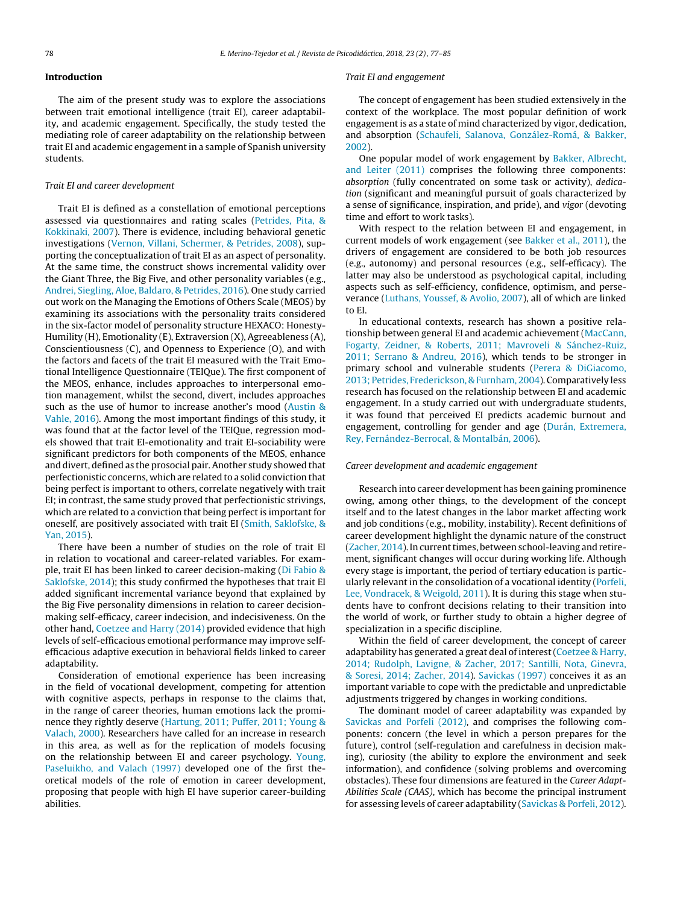## Introduction

The aim of the present study was to explore the associations between trait emotional intelligence (trait EI), career adaptability, and academic engagement. Specifically, the study tested the mediating role of career adaptability on the relationship between trait EI and academic engagement in a sample of Spanish university students.

### Trait EI and career development

Trait EI is defined as a constellation of emotional perceptions assessed via questionnaires and rating scales (Petrides, Pita, & Kokkinaki, 2007). There is evidence, including behavioral genetic investigations (Vernon, Villani, Schermer, & Petrides, 2008), supporting the conceptualization of trait EI as an aspect of personality. At the same time, the construct shows incremental validity over the Giant Three, the Big Five, and other personality variables (e.g., Andrei, Siegling, Aloe, Baldaro, & Petrides, 2016). One study carried out work on the Managing the Emotions of Others Scale (MEOS) by examining its associations with the personality traits considered in the six-factor model of personality structure HEXACO: Honesty-Humility (H), Emotionality (E), Extraversion (X), Agreeableness (A), Conscientiousness (C), and Openness to Experience (O), and with the factors and facets of the trait EI measured with the Trait Emotional Intelligence Questionnaire (TEIQue). The first component of the MEOS, enhance, includes approaches to interpersonal emotion management, whilst the second, divert, includes approaches such as the use of humor to increase another's mood (Austin & Vahle, 2016). Among the most important findings of this study, it was found that at the factor level of the TEIQue, regression models showed that trait EI-emotionality and trait EI-sociability were significant predictors for both components of the MEOS, enhance and divert, defined as the prosocial pair. Another study showed that perfectionistic concerns, which are related to a solid conviction that being perfect is important to others, correlate negatively with trait EI; in contrast, the same study proved that perfectionistic strivings, which are related to a conviction that being perfect is important for oneself, are positively associated with trait EI (Smith, Saklofske, & Yan, 2015).

There have been a number of studies on the role of trait EI in relation to vocational and career-related variables. For example, trait EI has been linked to career decision-making (Di Fabio & Saklofske, 2014); this study confirmed the hypotheses that trait EI added significant incremental variance beyond that explained by the Big Five personality dimensions in relation to career decision-making self-efficacy, career indecision, and indecisiveness. On the other hand, Coetzee and Harry (2014) provided evidence that high levels of self-efficacious emotional performance may improve self-efficacious adaptive execution in behavioral fields linked to career adaptability.

Consideration of emotional experience has been increasing in the field of vocational development, competing for attention with cognitive aspects, perhaps in response to the claims that, in the range of career theories, human emotions lack the prominence they rightly deserve (Hartung, 2011; Puffer, 2011; Young & Valach, 2000). Researchers have called for an increase in research in this area, as well as for the replication of models focusing on the relationship between EI and career psychology. Young, Paseluikho, and Valach (1997) developed one of the first theoretical models of the role of emotion in career development, proposing that people with high EI have superior career-building abilities.

### Trait EI and engagement

The concept of engagement has been studied extensively in the context of the workplace. The most popular definition of work engagement is as a state of mind characterized by vigor, dedication, and absorption (Schaufeli, Salanova, González-Romá, & Bakker, 2002).

One popular model of work engagement by Bakker, Albrecht, and Leiter (2011) comprises the following three components: *absorption* (fully concentrated on some task or activity), *dedication* (significant and meaningful pursuit of goals characterized by a sense of significance, inspiration, and pride), and *vigor* (devoting time and effort to work tasks).

With respect to the relation between EI and engagement, in current models of work engagement (see Bakker et al., 2011), the drivers of engagement are considered to be both job resources (e.g., autonomy) and personal resources (e.g., self-efficacy). The latter may also be understood as psychological capital, including aspects such as self-efficiency, confidence, optimism, and perseverance (Luthans, Youssef, & Avolio, 2007), all of which are linked to EI.

In educational contexts, research has shown a positive relationship between general EI and academic achievement (MacCann, Fogarty, Zeidner, & Roberts, 2011; Mavroveli & Sánchez-Ruiz, 2011; Serrano & Andreu, 2016), which tends to be stronger in primary school and vulnerable students (Perera & DiGiacomo, 2013; Petrides, Frederickson, & Furnham, 2004). Comparatively less research has focused on the relationship between EI and academic engagement. In a study carried out with undergraduate students, it was found that perceived EI predicts academic burnout and engagement, controlling for gender and age (Durán, Extremera, Rey, Fernández-Berrocal, & Montalbán, 2006).

### Career development and academic engagement

Research into career development has been gaining prominence owing, among other things, to the development of the concept itself and to the latest changes in the labor market affecting work and job conditions (e.g., mobility, instability). Recent definitions of career development highlight the dynamic nature of the construct (Zacher, 2014). In current times, between school-leaving and retirement, significant changes will occur during working life. Although every stage is important, the period of tertiary education is particularly relevant in the consolidation of a vocational identity (Porfeli, Lee, Vondracek, & Weigold, 2011). It is during this stage when students have to confront decisions relating to their transition into the world of work, or further study to obtain a higher degree of specialization in a specific discipline.

Within the field of career development, the concept of career adaptability has generated a great deal of interest (Coetzee & Harry, 2014; Rudolph, Lavigne, & Zacher, 2017; Santilli, Nota, Ginevra, & Soresi, 2014; Zacher, 2014). Savickas (1997) conceives it as an important variable to cope with the predictable and unpredictable adjustments triggered by changes in working conditions.

The dominant model of career adaptability was expanded by Savickas and Porfeli (2012), and comprises the following components: concern (the level in which a person prepares for the future), control (self-regulation and carefulness in decision making), curiosity (the ability to explore the environment and seek information), and confidence (solving problems and overcoming obstacles). These four dimensions are featured in the *Career Adapt-Abilities Scale (CAAS)*, which has become the principal instrument for assessing levels of career adaptability (Savickas & Porfeli, 2012).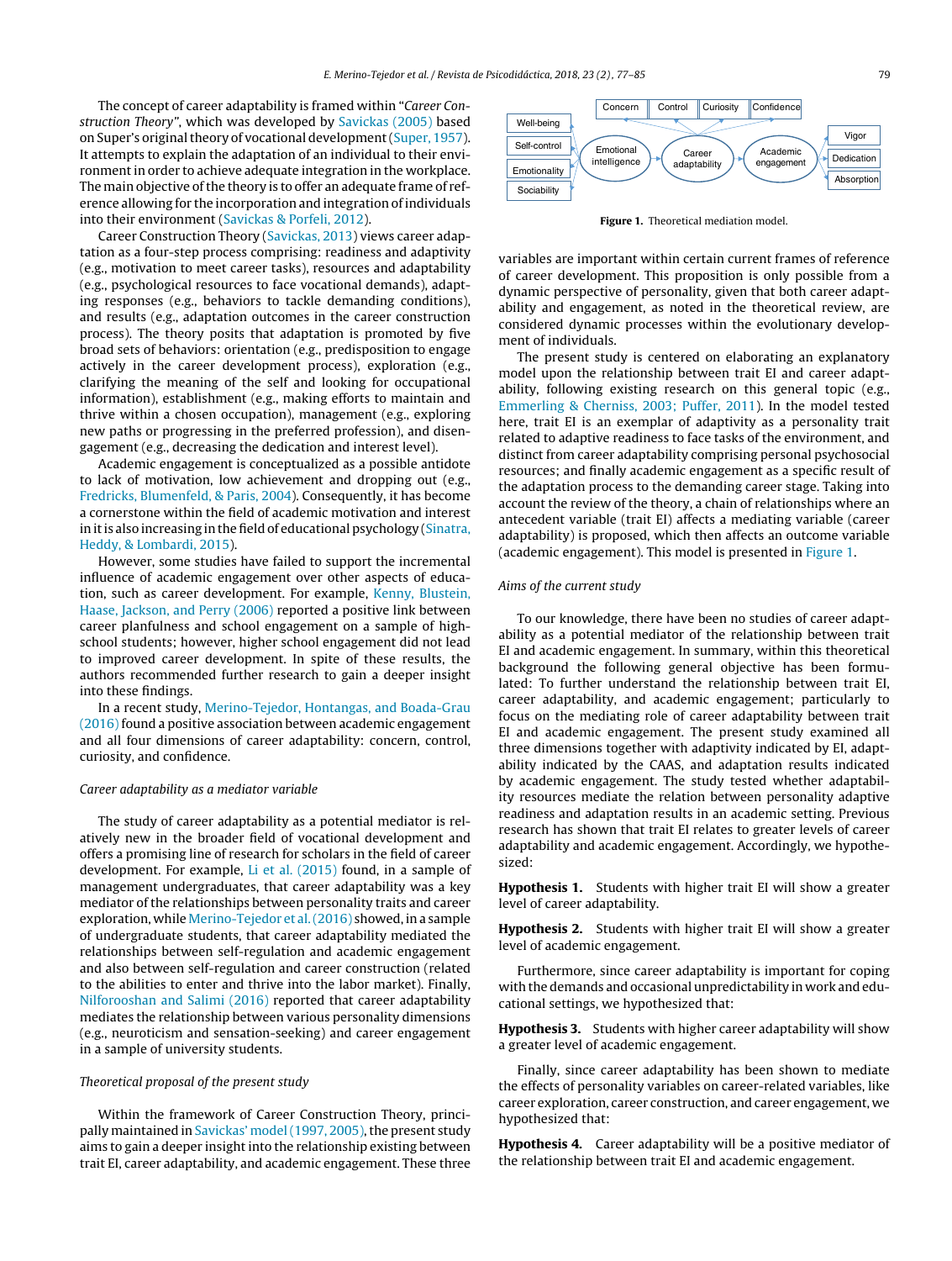The concept of career adaptability is framed within "*Career Construction Theory*", which was developed by Savickas (2005) based on Super's original theory of vocational development (Super, 1957). It attempts to explain the adaptation of an individual to their environment in order to achieve adequate integration in the workplace. The main objective of the theory is to offer an adequate frame of reference allowing for the incorporation and integration of individuals into their environment (Savickas & Porfeli, 2012).

Career Construction Theory (Savickas, 2013) views career adaptation as a four-step process comprising: readiness and adaptivity (e.g., motivation to meet career tasks), resources and adaptability (e.g., psychological resources to face vocational demands), adapting responses (e.g., behaviors to tackle demanding conditions), and results (e.g., adaptation outcomes in the career construction process). The theory posits that adaptation is promoted by five broad sets of behaviors: orientation (e.g., predisposition to engage actively in the career development process), exploration (e.g., clarifying the meaning of the self and looking for occupational information), establishment (e.g., making efforts to maintain and thrive within a chosen occupation), management (e.g., exploring new paths or progressing in the preferred profession), and disengagement (e.g., decreasing the dedication and interest level).

Academic engagement is conceptualized as a possible antidote to lack of motivation, low achievement and dropping out (e.g., Fredricks, Blumenfeld, & Paris, 2004). Consequently, it has become a cornerstone within the field of academic motivation and interest in it is also increasing in the field of educational psychology (Sinatra, Heddy, & Lombardi, 2015).

However, some studies have failed to support the incremental influence of academic engagement over other aspects of education, such as career development. For example, Kenny, Blustein, Haase, Jackson, and Perry (2006) reported a positive link between career planfulness and school engagement on a sample of high-school students; however, higher school engagement did not lead to improved career development. In spite of these results, the authors recommended further research to gain a deeper insight into these findings.

In a recent study, Merino-Tejedor, Hontangas, and Boada-Grau (2016) found a positive association between academic engagement and all four dimensions of career adaptability: concern, control, curiosity, and confidence.

### *Career adaptability as a mediator variable*

The study of career adaptability as a potential mediator is relatively new in the broader field of vocational development and offers a promising line of research for scholars in the field of career development. For example, Li et al. (2015) found, in a sample of management undergraduates, that career adaptability was a key mediator of the relationships between personality traits and career exploration, while Merino-Tejedor et al. (2016) showed, in a sample of undergraduate students, that career adaptability mediated the relationships between self-regulation and academic engagement and also between self-regulation and career construction (related to the abilities to enter and thrive into the labor market). Finally, Nilforooshan and Salimi (2016) reported that career adaptability mediates the relationship between various personality dimensions (e.g., neuroticism and sensation-seeking) and career engagement in a sample of university students.

### *Theoretical proposal of the present study*

Within the framework of Career Construction Theory, principally maintained in Savickas' model (1997, 2005), the present study aims to gain a deeper insight into the relationship existing between trait EI, career adaptability, and academic engagement. These three variables are important within certain current frames of reference of career development. This proposition is only possible from a dynamic perspective of personality, given that both career adaptability and engagement, as noted in the theoretical review, are considered dynamic processes within the evolutionary development of individuals.

Well-being
Self-control
Emotionality
Sociability
Emotional intelligence
Concern
Control
Curiosity
Confidence
Career adaptability
Academic engagement
Vigor
Dedication
Absorption

**Figure 1.** Theoretical mediation model.

The present study is centered on elaborating an explanatory model upon the relationship between trait EI and career adaptability, following existing research on this general topic (e.g., Emmerling & Cherniss, 2003; Puffer, 2011). In the model tested here, trait EI is an exemplar of adaptivity as a personality trait related to adaptive readiness to face tasks of the environment, and distinct from career adaptability comprising personal psychosocial resources; and finally academic engagement as a specific result of the adaptation process to the demanding career stage. Taking into account the review of the theory, a chain of relationships where an antecedent variable (trait EI) affects a mediating variable (career adaptability) is proposed, which then affects an outcome variable (academic engagement). This model is presented in Figure 1.

### *Aims of the current study*

To our knowledge, there have been no studies of career adaptability as a potential mediator of the relationship between trait EI and academic engagement. In summary, within this theoretical background the following general objective has been formulated: To further understand the relationship between trait EI, career adaptability, and academic engagement; particularly to focus on the mediating role of career adaptability between trait EI and academic engagement. The present study examined all three dimensions together with adaptivity indicated by EI, adaptability indicated by the CAAS, and adaptation results indicated by academic engagement. The study tested whether adaptability resources mediate the relation between personality adaptive readiness and adaptation results in an academic setting. Previous research has shown that trait EI relates to greater levels of career adaptability and academic engagement. Accordingly, we hypothesized:

**Hypothesis 1.** Students with higher trait EI will show a greater level of career adaptability.

**Hypothesis 2.** Students with higher trait EI will show a greater level of academic engagement.

Furthermore, since career adaptability is important for coping with the demands and occasional unpredictability in work and educational settings, we hypothesized that:

**Hypothesis 3.** Students with higher career adaptability will show a greater level of academic engagement.

Finally, since career adaptability has been shown to mediate the effects of personality variables on career-related variables, like career exploration, career construction, and career engagement, we hypothesized that:

**Hypothesis 4.** Career adaptability will be a positive mediator of the relationship between trait EI and academic engagement.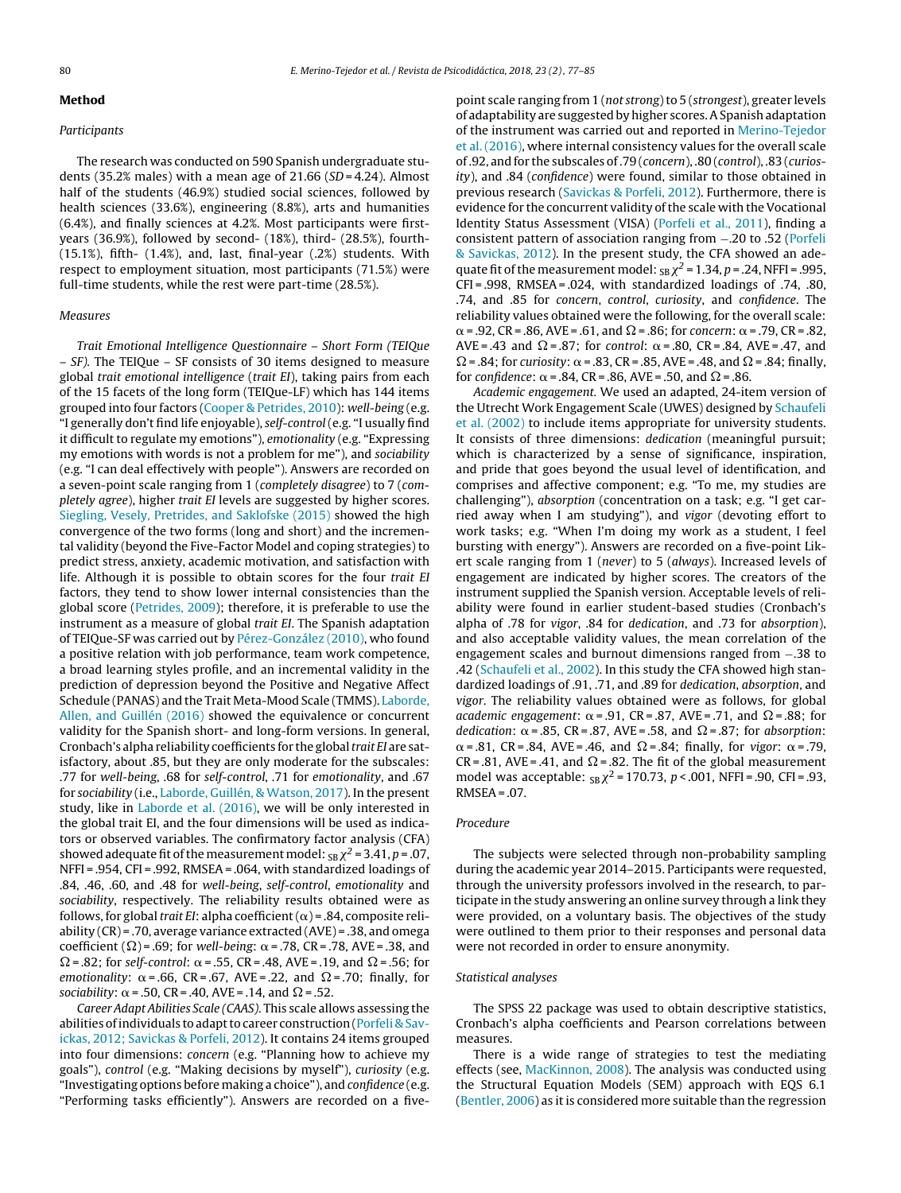## Method

### Participants

The research was conducted on 590 Spanish undergraduate students (35.2% males) with a mean age of 21.66 (*SD* = 4.24). Almost half of the students (46.9%) studied social sciences, followed by health sciences (33.6%), engineering (8.8%), arts and humanities (6.4%), and finally sciences at 4.2%. Most participants were first-years (36.9%), followed by second- (18%), third- (28.5%), fourth- (15.1%), fifth- (1.4%), and, last, final-year (.2%) students. With respect to employment situation, most participants (71.5%) were full-time students, while the rest were part-time (28.5%).

### Measures

*Trait Emotional Intelligence Questionnaire – Short Form (TEIQue – SF).* The TEIQue – SF consists of 30 items designed to measure global *trait emotional intelligence* (*trait EI*), taking pairs from each of the 15 facets of the long form (TEIQue-LF) which has 144 items grouped into four factors (Cooper & Petrides, 2010): *well-being* (e.g. "I generally don't find life enjoyable), *self-control* (e.g. "I usually find it difficult to regulate my emotions"), *emotionality* (e.g. "Expressing my emotions with words is not a problem for me"), and *sociability* (e.g. "I can deal effectively with people"). Answers are recorded on a seven-point scale ranging from 1 (*completely disagree*) to 7 (*completely agree*), higher *trait EI* levels are suggested by higher scores. Siegling, Vesely, Petrides, and Saklofske (2015) showed the high convergence of the two forms (long and short) and the incremental validity (beyond the Five-Factor Model and coping strategies) to predict stress, anxiety, academic motivation, and satisfaction with life. Although it is possible to obtain scores for the four *trait EI* factors, they tend to show lower internal consistencies than the global score (Petrides, 2009); therefore, it is preferable to use the instrument as a measure of global *trait EI*. The Spanish adaptation of TEIQue-SF was carried out by Pérez-González (2010), who found a positive relation with job performance, team work competence, a broad learning styles profile, and an incremental validity in the prediction of depression beyond the Positive and Negative Affect Schedule (PANAS) and the Trait Meta-Mood Scale (TMMS). Laborde, Allen, and Guillén (2016) showed the equivalence or concurrent validity for the Spanish short- and long-form versions. In general, Cronbach's alpha reliability coefficients for the global *trait EI* are satisfactory, about .85, but they are only moderate for the subscales: .77 for *well-being*, .68 for *self-control*, .71 for *emotionality*, and .67 for *sociability* (i.e., Laborde, Guillén, & Watson, 2017). In the present study, like in Laborde et al. (2016), we will be only interested in the global trait EI, and the four dimensions will be used as indicators or observed variables. The confirmatory factor analysis (CFA) showed adequate fit of the measurement model: ${}_{SB}\chi^2 = 3.41$, $p = .07$, NFFI = .954, CFI = .992, RMSEA = .064, with standardized loadings of .84, .46, .60, and .48 for *well-being*, *self-control*, *emotionality* and *sociability*, respectively. The reliability results obtained were as follows, for global *trait EI*: alpha coefficient ($\alpha$) = .84, composite reliability (CR) = .70, average variance extracted (AVE) = .38, and omega coefficient ($\Omega$) = .69; for *well-being*: $\alpha$ = .78, CR = .78, AVE = .38, and $\Omega$ = .82; for *self-control*: $\alpha$ = .55, CR = .48, AVE = .19, and $\Omega$ = .56; for *emotionality*: $\alpha$ = .66, CR = .67, AVE = .22, and $\Omega$ = .70; finally, for *sociability*: $\alpha$ = .50, CR = .40, AVE = .14, and $\Omega$ = .52.

*Career Adapt Abilities Scale (CAAS).* This scale allows assessing the abilities of individuals to adapt to career construction (Porfeli & Savickas, 2012; Savickas & Porfeli, 2012). It contains 24 items grouped into four dimensions: *concern* (e.g. "Planning how to achieve my goals"), *control* (e.g. "Making decisions by myself"), *curiosity* (e.g. "Investigating options before making a choice"), and *confidence* (e.g. "Performing tasks efficiently"). Answers are recorded on a five-point scale ranging from 1 (*not strong*) to 5 (*strongest*), greater levels of adaptability are suggested by higher scores. A Spanish adaptation of the instrument was carried out and reported in Merino-Tejedor et al. (2016), where internal consistency values for the overall scale of .92, and for the subscales of .79 (*concern*), .80 (*control*), .83 (*curiosity*), and .84 (*confidence*) were found, similar to those obtained in previous research (Savickas & Porfeli, 2012). Furthermore, there is evidence for the concurrent validity of the scale with the Vocational Identity Status Assessment (VISA) (Porfeli et al., 2011), finding a consistent pattern of association ranging from –.20 to .52 (Porfeli & Savickas, 2012). In the present study, the CFA showed an adequate fit of the measurement model: ${}_{SB}\chi^2 = 1.34$, $p = .24$, NFFI = .995, CFI = .998, RMSEA = .024, with standardized loadings of .74, .80, .74, and .85 for *concern*, *control*, *curiosity*, and *confidence*. The reliability values obtained were the following, for the overall scale: $\alpha$ = .92, CR = .86, AVE = .61, and $\Omega$ = .86; for *concern*: $\alpha$ = .79, CR = .82, AVE = .43 and $\Omega$ = .87; for *control*: $\alpha$ = .80, CR = .84, AVE = .47, and $\Omega$ = .84; for *curiosity*: $\alpha$ = .83, CR = .85, AVE = .48, and $\Omega$ = .84; finally, for *confidence*: $\alpha$ = .84, CR = .86, AVE = .50, and $\Omega$ = .86.

*Academic engagement.* We used an adapted, 24-item version of the Utrecht Work Engagement Scale (UWES) designed by Schaufeli et al. (2002) to include items appropriate for university students. It consists of three dimensions: *dedication* (meaningful pursuit; which is characterized by a sense of significance, inspiration, and pride that goes beyond the usual level of identification, and comprises and affective component; e.g. "To me, my studies are challenging"), *absorption* (concentration on a task; e.g. "I get carried away when I am studying"), and *vigor* (devoting effort to work tasks; e.g. "When I'm doing my work as a student, I feel bursting with energy"). Answers are recorded on a five-point Likert scale ranging from 1 (*never*) to 5 (*always*). Increased levels of engagement are indicated by higher scores. The creators of the instrument supplied the Spanish version. Acceptable levels of reliability were found in earlier student-based studies (Cronbach's alpha of .78 for *vigor*, .84 for *dedication*, and .73 for *absorption*), and also acceptable validity values, the mean correlation of the engagement scales and burnout dimensions ranged from –.38 to .42 (Schaufeli et al., 2002). In this study the CFA showed high standardized loadings of .91, .71, and .89 for *dedication*, *absorption*, and *vigor*. The reliability values obtained were as follows, for global *academic engagement*: $\alpha$ = .91, CR = .87, AVE = .71, and $\Omega$ = .88; for *dedication*: $\alpha$ = .85, CR = .87, AVE = .58, and $\Omega$ = .87; for *absorption*: $\alpha$ = .81, CR = .84, AVE = .46, and $\Omega$ = .84; finally, for *vigor*: $\alpha$ = .79, CR = .81, AVE = .41, and $\Omega$ = .82. The fit of the global measurement model was acceptable: ${}_{SB}\chi^2 = 170.73$, $p < .001$, NFFI = .90, CFI = .93, RMSEA = .07.

### Procedure

The subjects were selected through non-probability sampling during the academic year 2014–2015. Participants were requested, through the university professors involved in the research, to participate in the study answering an online survey through a link they were provided, on a voluntary basis. The objectives of the study were outlined to them prior to their responses and personal data were not recorded in order to ensure anonymity.

### Statistical analyses

The SPSS 22 package was used to obtain descriptive statistics, Cronbach's alpha coefficients and Pearson correlations between measures.

There is a wide range of strategies to test the mediating effects (see, MacKinnon, 2008). The analysis was conducted using the Structural Equation Models (SEM) approach with EQS 6.1 (Bentler, 2006) as it is considered more suitable than the regression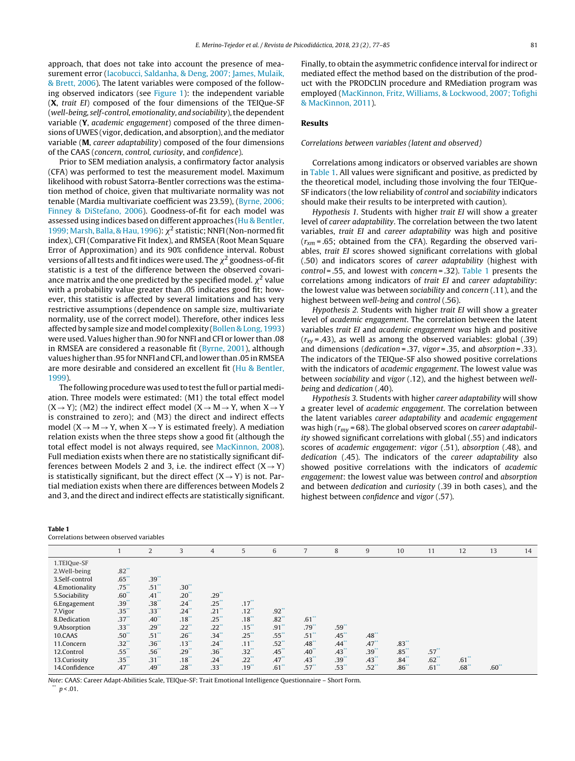approach, that does not take into account the presence of measurement error (Iacobucci, Saldanha, & Deng, 2007; James, Mulaik, & Brett, 2006). The latent variables were composed of the following observed indicators (see Figure 1): the independent variable (**X**, *trait EI*) composed of the four dimensions of the TEIQue-SF (*well-being, self-control, emotionality, and sociability*), the dependent variable (**Y**, *academic engagement*) composed of the three dimensions of UWES (vigor, dedication, and absorption), and the mediator variable (**M**, *career adaptability*) composed of the four dimensions of the CAAS (*concern, control, curiosity*, and *confidence*).

Prior to SEM mediation analysis, a confirmatory factor analysis (CFA) was performed to test the measurement model. Maximum likelihood with robust Satorra-Bentler corrections was the estimation method of choice, given that multivariate normality was not tenable (Mardia multivariate coefficient was 23.59), (Byrne, 2006; Finney & DiStefano, 2006). Goodness-of-fit for each model was assessed using indices based on different approaches (Hu & Bentler, 1999; Marsh, Balla, & Hau, 1996): $\chi^2$ statistic; NNFI (Non-normed fit index), CFI (Comparative Fit Index), and RMSEA (Root Mean Square Error of Approximation) and its 90% confidence interval. Robust versions of all tests and fit indices were used. The $\chi^2$ goodness-of-fit statistic is a test of the difference between the observed covariance matrix and the one predicted by the specified model. $\chi^2$ value with a probability value greater than .05 indicates good fit; however, this statistic is affected by several limitations and has very restrictive assumptions (dependence on sample size, multivariate normality, use of the correct model). Therefore, other indices less affected by sample size and model complexity (Bollen & Long, 1993) were used. Values higher than .90 for NNFI and CFI or lower than .08 in RMSEA are considered a reasonable fit (Byrne, 2001), although values higher than .95 for NNFI and CFI, and lower than .05 in RMSEA are more desirable and considered an excellent fit (Hu & Bentler, 1999).

The following procedure was used to test the full or partial mediation. Three models were estimated: (M1) the total effect model (X → Y); (M2) the indirect effect model (X → M → Y, when X → Y is constrained to zero); and (M3) the direct and indirect effects model (X → M → Y, when X → Y is estimated freely). A mediation relation exists when the three steps show a good fit (although the total effect model is not always required, see MacKinnon, 2008). Full mediation exists when there are no statistically significant differences between Models 2 and 3, i.e. the indirect effect (X → Y) is statistically significant, but the direct effect (X → Y) is not. Partial mediation exists when there are differences between Models 2 and 3, and the direct and indirect effects are statistically significant. Finally, to obtain the asymmetric confidence interval for indirect or mediated effect the method based on the distribution of the product with the PRODCLIN procedure and RMediation program was employed (MacKinnon, Fritz, Williams, & Lockwood, 2007; Tofighi & MacKinnon, 2011).

## Results

*Correlations between variables (latent and observed)*

Correlations among indicators or observed variables are shown in Table 1. All values were significant and positive, as predicted by the theoretical model, including those involving the four TEIQue-SF indicators (the low reliability of *control* and *sociability* indicators should make their results to be interpreted with caution).

*Hypothesis 1.* Students with higher *trait EI* will show a greater level of *career adaptability*. The correlation between the two latent variables, *trait EI* and *career adaptability* was high and positive ($r_{xm}$ = .65; obtained from the CFA). Regarding the observed variables, *trait EI* scores showed significant correlations with global (.50) and indicators scores of *career adaptability* (highest with *control* = .55, and lowest with *concern* = .32). Table 1 presents the correlations among indicators of *trait EI* and *career adaptability*: the lowest value was between *sociability* and *concern* (.11), and the highest between *well-being* and *control* (.56).

*Hypothesis 2.* Students with higher *trait EI* will show a greater level of *academic engagement*. The correlation between the latent variables *trait EI* and *academic engagement was* high and positive ($r_{xy}$ = .43), as well as among the observed variables: global (.39) and dimensions (*dedication* = .37, *vigor* = .35, and *absorption* = .33). The indicators of the TEIQue-SF also showed positive correlations with the indicators of *academic engagement*. The lowest value was between *sociability* and *vigor* (.12), and the highest between *well-being* and *dedication* (.40).

*Hypothesis 3.* Students with higher *career adaptability* will show a greater level of *academic engagement*. The correlation between the latent variables *career adaptability* and *academic engagement* was high ($r_{my}$ = 68). The global observed scores on *career adaptability* showed significant correlations with global (.55) and indicators scores of *academic engagement*: *vigor* (.51), *absorption* (.48), and *dedication* (.45). The indicators of the *career adaptability* also showed positive correlations with the indicators of *academic engagement*: the lowest value was between *control* and *absorption* and between *dedication* and *curiosity* (.39 in both cases), and the highest between *confidence* and *vigor* (.57).

**Table 1**
Correlations between observed variables

| | 1 | 2 | 3 | 4 | 5 | 6 | 7 | 8 | 9 | 10 | 11 | 12 | 13 | 14 |
|---|---|---|---|---|---|---|---|---|---|---|---|---|---|---|
| 1.TEIQue-SF | | | | | | | | | | | | | | |
| 2.Well-being | .82** | | | | | | | | | | | | | |
| 3.Self-control | .65** | .39** | | | | | | | | | | | | |
| 4.Emotionality | .75** | .51** | .30** | | | | | | | | | | | |
| 5.Sociability | .60** | .41** | .20** | .29** | | | | | | | | | | |
| 6.Engagement | .39** | .38** | .24** | .25** | .17** | | | | | | | | | |
| 7.Vigor | .35** | .33** | .24** | .21** | .12** | .92** | | | | | | | | |
| 8.Dedication | .37** | .40** | .18** | .25** | .18** | .82** | .61** | | | | | | | |
| 9.Absorption | .33** | .29** | .22** | .22** | .15** | .91** | .79** | .59** | | | | | | |
| 10.CAAS | .50** | .51** | .26** | .34** | .25** | .55** | .51** | .45** | .48** | | | | | |
| 11.Concern | .32** | .36** | .13** | .24** | .11** | .52** | .48** | .44** | .47** | .83** | | | | |
| 12.Control | .55** | .56** | .29** | .36** | .32** | .45** | .40** | .43** | .39** | .85** | .57** | | | |
| 13.Curiosity | .35** | .31** | .18** | .24** | .22** | .47** | .43** | .39** | .43** | .84** | .62** | .61** | | |
| 14.Confidence | .47** | .49** | .28** | .33** | .19** | .61** | .57** | .53** | .52** | .86** | .61** | .68** | .60** | |

*Note*: CAAS: Career Adapt-Abilities Scale, TEIQue-SF: Trait Emotional Intelligence Questionnaire – Short Form.
** $p < .01$.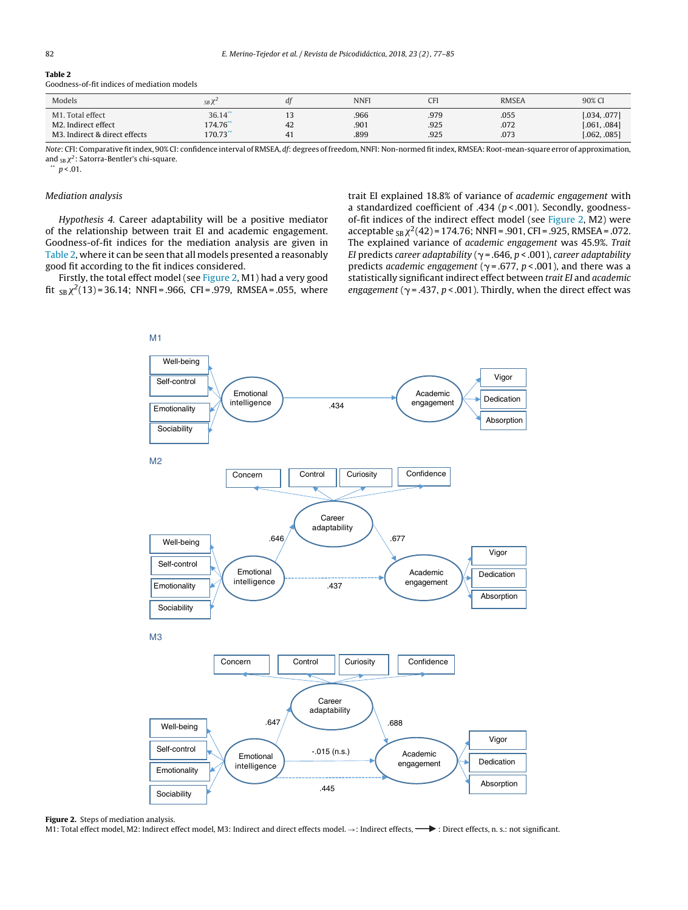**Table 2**
Goodness-of-fit indices of mediation models

| Models | $_{SB}\chi^2$ | *df* | NNFI | CFI | RMSEA | 90% CI |
|---|---|---|---|---|---|---|
| M1. Total effect | 36.14** | 13 | .966 | .979 | .055 | [.034, .077] |
| M2. Indirect effect | 174.76** | 42 | .901 | .925 | .072 | [.061, .084] |
| M3. Indirect & direct effects | 170.73** | 41 | .899 | .925 | .073 | [.062, .085] |

*Note*: CFI: Comparative fit index, 90% CI: confidence interval of RMSEA, *df*: degrees of freedom, NNFI: Non-normed fit index, RMSEA: Root-mean-square error of approximation, and $_{SB}\chi^2$: Satorra-Bentler's chi-square.
** $p < .01$.

### *Mediation analysis*

*Hypothesis 4.* Career adaptability will be a positive mediator of the relationship between trait EI and academic engagement. Goodness-of-fit indices for the mediation analysis are given in Table 2, where it can be seen that all models presented a reasonably good fit according to the fit indices considered.

Firstly, the total effect model (see Figure 2, M1) had a very good fit $_{SB}\chi^2(13) = 36.14$; NNFI = .966, CFI = .979, RMSEA = .055, where trait EI explained 18.8% of variance of *academic engagement* with a standardized coefficient of .434 ($p < .001$). Secondly, goodness-of-fit indices of the indirect effect model (see Figure 2, M2) were acceptable $_{SB}\chi^2(42) = 174.76$; NNFI = .901, CFI = .925, RMSEA = .072. The explained variance of *academic engagement* was 45.9%. *Trait EI* predicts *career adaptability* ($\gamma = .646$, $p < .001$), *career adaptability* predicts *academic engagement* ($\gamma = .677$, $p < .001$), and there was a statistically significant indirect effect between *trait EI* and *academic engagement* ($\gamma = .437$, $p < .001$). Thirdly, when the direct effect was

**Figure 2.** Steps of mediation analysis.
M1: Total effect model, M2: Indirect effect model, M3: Indirect and direct effects model. →: Indirect effects, ⟶ : Direct effects, n. s.: not significant.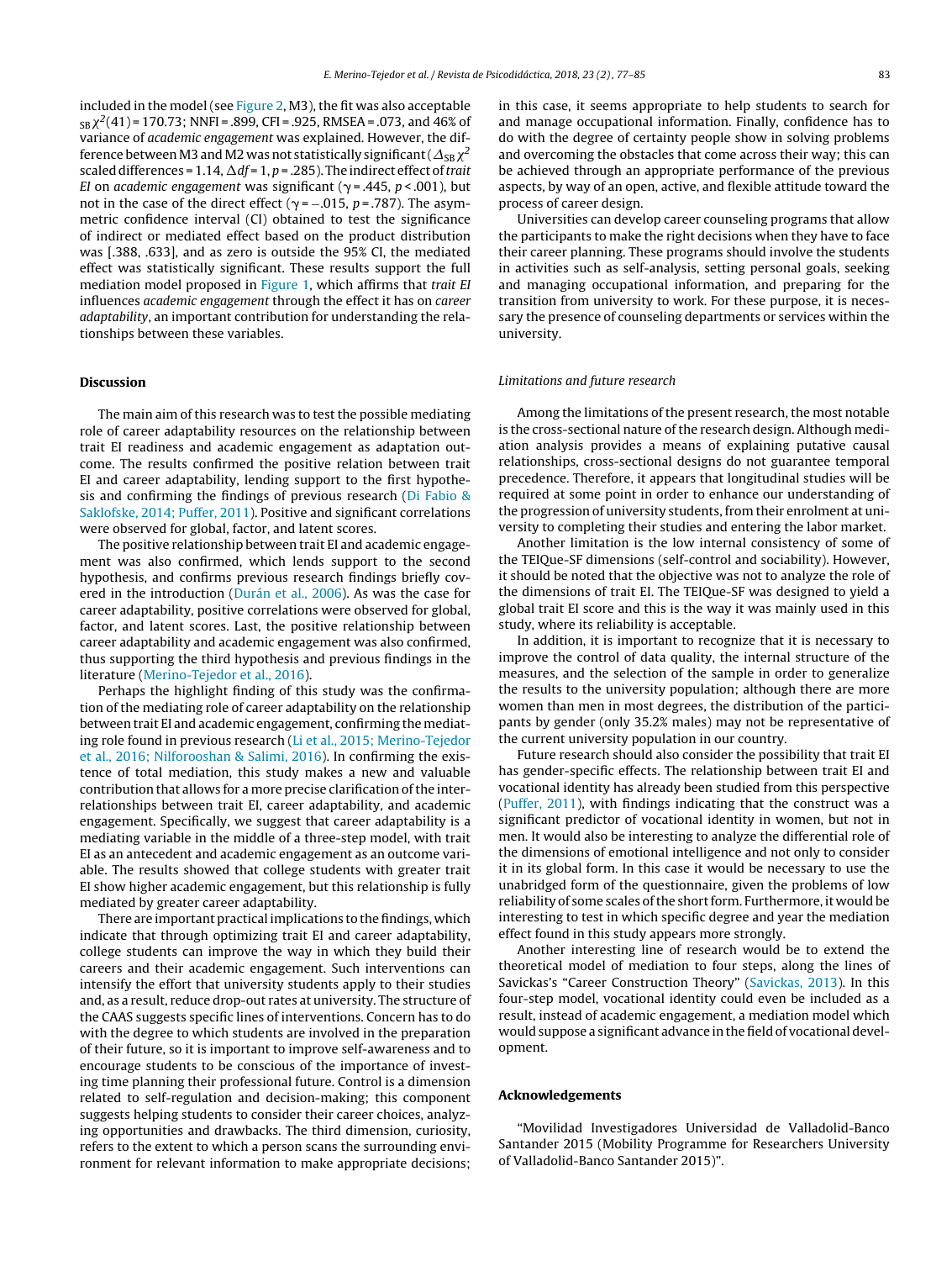included in the model (see Figure 2, M3), the fit was also acceptable $_{SB}\chi^2(41) = 170.73$; NNFI = .899, CFI = .925, RMSEA = .073, and 46% of variance of *academic engagement* was explained. However, the difference between M3 and M2 was not statistically significant ($\Delta_{SB}\chi^2$ scaled differences = 1.14, $\Delta df = 1$, $p = .285$). The indirect effect of *trait EI* on *academic engagement* was significant ($\gamma = .445$, $p < .001$), but not in the case of the direct effect ($\gamma = -.015$, $p = .787$). The asymmetric confidence interval (CI) obtained to test the significance of indirect or mediated effect based on the product distribution was [.388, .633], and as zero is outside the 95% CI, the mediated effect was statistically significant. These results support the full mediation model proposed in Figure 1, which affirms that *trait EI* influences *academic engagement* through the effect it has on *career adaptability*, an important contribution for understanding the relationships between these variables.

## Discussion

The main aim of this research was to test the possible mediating role of career adaptability resources on the relationship between trait EI readiness and academic engagement as adaptation outcome. The results confirmed the positive relation between trait EI and career adaptability, lending support to the first hypothesis and confirming the findings of previous research (Di Fabio & Saklofske, 2014; Puffer, 2011). Positive and significant correlations were observed for global, factor, and latent scores.

The positive relationship between trait EI and academic engagement was also confirmed, which lends support to the second hypothesis, and confirms previous research findings briefly covered in the introduction (Durán et al., 2006). As was the case for career adaptability, positive correlations were observed for global, factor, and latent scores. Last, the positive relationship between career adaptability and academic engagement was also confirmed, thus supporting the third hypothesis and previous findings in the literature (Merino-Tejedor et al., 2016).

Perhaps the highlight finding of this study was the confirmation of the mediating role of career adaptability on the relationship between trait EI and academic engagement, confirming the mediating role found in previous research (Li et al., 2015; Merino-Tejedor et al., 2016; Nilforooshan & Salimi, 2016). In confirming the existence of total mediation, this study makes a new and valuable contribution that allows for a more precise clarification of the interrelationships between trait EI, career adaptability, and academic engagement. Specifically, we suggest that career adaptability is a mediating variable in the middle of a three-step model, with trait EI as an antecedent and academic engagement as an outcome variable. The results showed that college students with greater trait EI show higher academic engagement, but this relationship is fully mediated by greater career adaptability.

There are important practical implications to the findings, which indicate that through optimizing trait EI and career adaptability, college students can improve the way in which they build their careers and their academic engagement. Such interventions can intensify the effort that university students apply to their studies and, as a result, reduce drop-out rates at university. The structure of the CAAS suggests specific lines of interventions. Concern has to do with the degree to which students are involved in the preparation of their future, so it is important to improve self-awareness and to encourage students to be conscious of the importance of investing time planning their professional future. Control is a dimension related to self-regulation and decision-making; this component suggests helping students to consider their career choices, analyzing opportunities and drawbacks. The third dimension, curiosity, refers to the extent to which a person scans the surrounding environment for relevant information to make appropriate decisions; in this case, it seems appropriate to help students to search for and manage occupational information. Finally, confidence has to do with the degree of certainty people show in solving problems and overcoming the obstacles that come across their way; this can be achieved through an appropriate performance of the previous aspects, by way of an open, active, and flexible attitude toward the process of career design.

Universities can develop career counseling programs that allow the participants to make the right decisions when they have to face their career planning. These programs should involve the students in activities such as self-analysis, setting personal goals, seeking and managing occupational information, and preparing for the transition from university to work. For these purpose, it is necessary the presence of counseling departments or services within the university.

### *Limitations and future research*

Among the limitations of the present research, the most notable is the cross-sectional nature of the research design. Although mediation analysis provides a means of explaining putative causal relationships, cross-sectional designs do not guarantee temporal precedence. Therefore, it appears that longitudinal studies will be required at some point in order to enhance our understanding of the progression of university students, from their enrolment at university to completing their studies and entering the labor market.

Another limitation is the low internal consistency of some of the TEIQue-SF dimensions (self-control and sociability). However, it should be noted that the objective was not to analyze the role of the dimensions of trait EI. The TEIQue-SF was designed to yield a global trait EI score and this is the way it was mainly used in this study, where its reliability is acceptable.

In addition, it is important to recognize that it is necessary to improve the control of data quality, the internal structure of the measures, and the selection of the sample in order to generalize the results to the university population; although there are more women than men in most degrees, the distribution of the participants by gender (only 35.2% males) may not be representative of the current university population in our country.

Future research should also consider the possibility that trait EI has gender-specific effects. The relationship between trait EI and vocational identity has already been studied from this perspective (Puffer, 2011), with findings indicating that the construct was a significant predictor of vocational identity in women, but not in men. It would also be interesting to analyze the differential role of the dimensions of emotional intelligence and not only to consider it in its global form. In this case it would be necessary to use the unabridged form of the questionnaire, given the problems of low reliability of some scales of the short form. Furthermore, it would be interesting to test in which specific degree and year the mediation effect found in this study appears more strongly.

Another interesting line of research would be to extend the theoretical model of mediation to four steps, along the lines of Savickas's "Career Construction Theory" (Savickas, 2013). In this four-step model, vocational identity could even be included as a result, instead of academic engagement, a mediation model which would suppose a significant advance in the field of vocational development.

## Acknowledgements

"Movilidad Investigadores Universidad de Valladolid-Banco Santander 2015 (Mobility Programme for Researchers University of Valladolid-Banco Santander 2015)".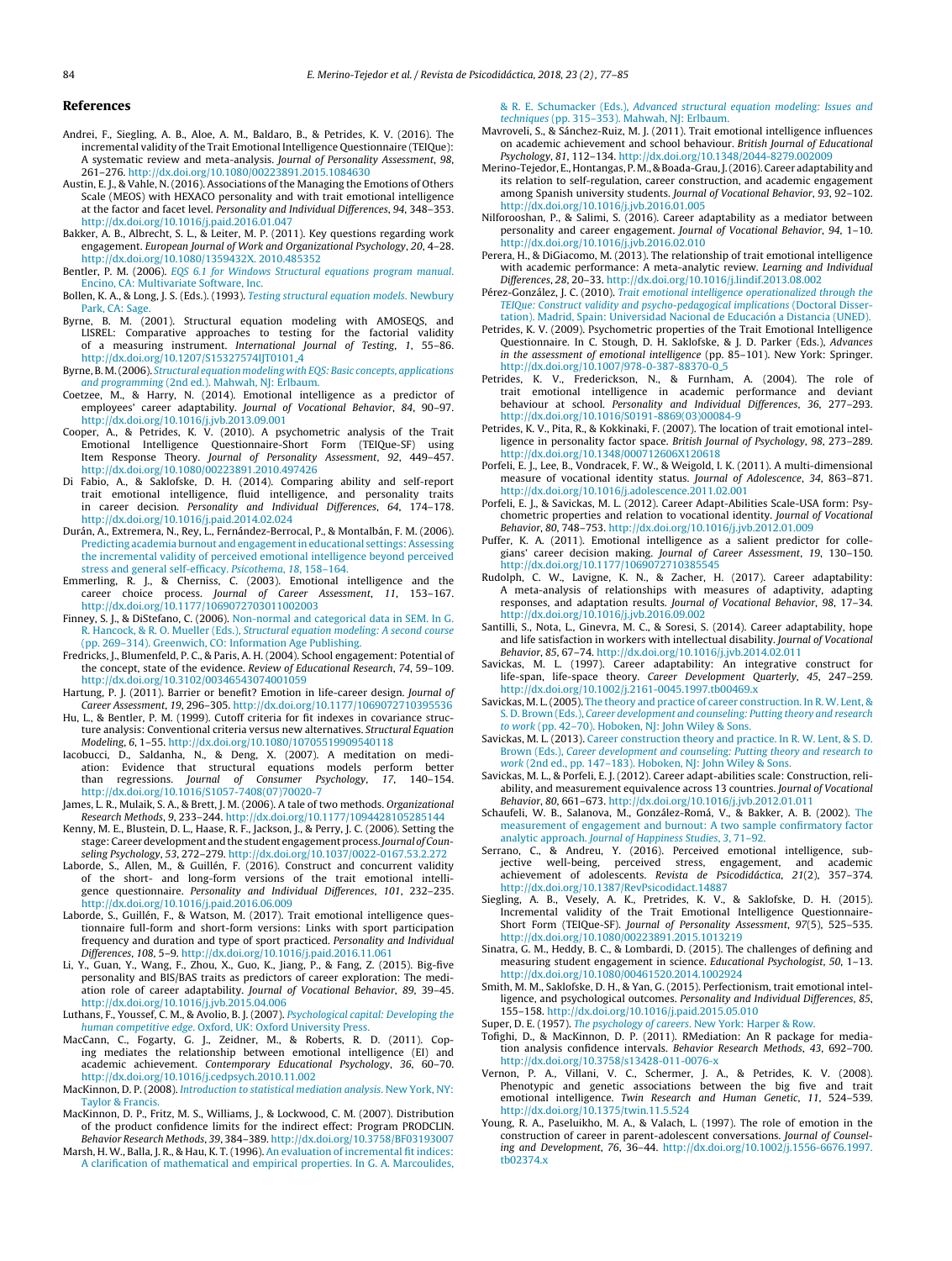## References

Andrei, F., Siegling, A. B., Aloe, A. M., Baldaro, B., & Petrides, K. V. (2016). The incremental validity of the Trait Emotional Intelligence Questionnaire (TEIQue): A systematic review and meta-analysis. *Journal of Personality Assessment*, *98*, 261–276. http://dx.doi.org/10.1080/00223891.2015.1084630

Austin, E. J., & Vahle, N. (2016). Associations of the Managing the Emotions of Others Scale (MEOS) with HEXACO personality and with trait emotional intelligence at the factor and facet level. *Personality and Individual Differences*, *94*, 348–353. http://dx.doi.org/10.1016/j.paid.2016.01.047

Bakker, A. B., Albrecht, S. L., & Leiter, M. P. (2011). Key questions regarding work engagement. *European Journal of Work and Organizational Psychology*, *20*, 4–28. http://dx.doi.org/10.1080/1359432X. 2010.485352

Bentler, P. M. (2006). *EQS 6.1 for Windows Structural equations program manual*. Encino, CA: Multivariate Software, Inc.

Bollen, K. A., & Long, J. S. (Eds.). (1993). *Testing structural equation models*. Newbury Park, CA: Sage.

Byrne, B. M. (2001). Structural equation modeling with AMOSEQS, and LISREL: Comparative approaches to testing for the factorial validity of a measuring instrument. *International Journal of Testing*, *1*, 55–86. http://dx.doi.org/10.1207/S15327574IJT0101_4

Byrne, B. M. (2006). *Structural equation modeling with EQS: Basic concepts, applications and programming* (2nd ed.). Mahwah, NJ: Erlbaum.

Coetzee, M., & Harry, N. (2014). Emotional intelligence as a predictor of employees' career adaptability. *Journal of Vocational Behavior*, *84*, 90–97. http://dx.doi.org/10.1016/j.jvb.2013.09.001

Cooper, A., & Petrides, K. V. (2010). A psychometric analysis of the Trait Emotional Intelligence Questionnaire-Short Form (TEIQue-SF) using Item Response Theory. *Journal of Personality Assessment*, *92*, 449–457. http://dx.doi.org/10.1080/00223891.2010.497426

Di Fabio, A., & Saklofske, D. H. (2014). Comparing ability and self-report trait emotional intelligence, fluid intelligence, and personality traits in career decision. *Personality and Individual Differences*, *64*, 174–178. http://dx.doi.org/10.1016/j.paid.2014.02.024

Durán, A., Extremera, N., Rey, L., Fernández-Berrocal, P., & Montalbán, F. M. (2006). Predicting academia burnout and engagement in educational settings: Assessing the incremental validity of perceived emotional intelligence beyond perceived stress and general self-efficacy. *Psicothema*, *18*, 158–164.

Emmerling, R. J., & Cherniss, C. (2003). Emotional intelligence and the career choice process. *Journal of Career Assessment*, *11*, 153–167. http://dx.doi.org/10.1177/1069072703011002003

Finney, S. J., & DiStefano, C. (2006). Non-normal and categorical data in SEM. In G. R. Hancock, & R. O. Mueller (Eds.), *Structural equation modeling: A second course* (pp. 269–314). Greenwich, CO: Information Age Publishing.

Fredricks, J., Blumenfeld, P. C., & Paris, A. H. (2004). School engagement: Potential of the concept, state of the evidence. *Review of Educational Research*, *74*, 59–109. http://dx.doi.org/10.3102/00346543074001059

Hartung, P. J. (2011). Barrier or benefit? Emotion in life-career design. *Journal of Career Assessment*, *19*, 296–305. http://dx.doi.org/10.1177/1069072710395536

Hu, L., & Bentler, P. M. (1999). Cutoff criteria for fit indexes in covariance structure analysis: Conventional criteria versus new alternatives. *Structural Equation Modeling*, *6*, 1–55. http://dx.doi.org/10.1080/10705519909540118

Iacobucci, D., Saldanha, N., & Deng, X. (2007). A meditation on mediation: Evidence that structural equations models perform better than regressions. *Journal of Consumer Psychology*, *17*, 140–154. http://dx.doi.org/10.1016/S1057-7408(07)70020-7

James, L. R., Mulaik, S. A., & Brett, J. M. (2006). A tale of two methods. *Organizational Research Methods*, *9*, 233–244. http://dx.doi.org/10.1177/1094428105285144

Kenny, M. E., Blustein, D. L., Haase, R. F., Jackson, J., & Perry, J. C. (2006). Setting the stage: Career development and the student engagement process. *Journal of Counseling Psychology*, *53*, 272–279. http://dx.doi.org/10.1037/0022-0167.53.2.272

Laborde, S., Allen, M., & Guillén, F. (2016). Construct and concurrent validity of the short- and long-form versions of the trait emotional intelligence questionnaire. *Personality and Individual Differences*, *101*, 232–235. http://dx.doi.org/10.1016/j.paid.2016.06.009

Laborde, S., Guillén, F., & Watson, M. (2017). Trait emotional intelligence questionnaire full-form and short-form versions: Links with sport participation frequency and duration and type of sport practiced. *Personality and Individual Differences*, *108*, 5–9. http://dx.doi.org/10.1016/j.paid.2016.11.061

Li, Y., Guan, Y., Wang, F., Zhou, X., Guo, K., Jiang, P., & Fang, Z. (2015). Big-five personality and BIS/BAS traits as predictors of career exploration: The mediation role of career adaptability. *Journal of Vocational Behavior*, *89*, 39–45. http://dx.doi.org/10.1016/j.jvb.2015.04.006

Luthans, F., Youssef, C. M., & Avolio, B. J. (2007). *Psychological capital: Developing the human competitive edge*. Oxford, UK: Oxford University Press.

MacCann, C., Fogarty, G. J., Zeidner, M., & Roberts, R. D. (2011). Coping mediates the relationship between emotional intelligence (EI) and academic achievement. *Contemporary Educational Psychology*, *36*, 60–70. http://dx.doi.org/10.1016/j.cedpsych.2010.11.002

MacKinnon, D. P. (2008). *Introduction to statistical mediation analysis*. New York, NY: Taylor & Francis.

MacKinnon, D. P., Fritz, M. S., Williams, J., & Lockwood, C. M. (2007). Distribution of the product confidence limits for the indirect effect: Program PRODCLIN. *Behavior Research Methods*, *39*, 384–389. http://dx.doi.org/10.3758/BF03193007

Marsh, H. W., Balla, J. R., & Hau, K. T. (1996). An evaluation of incremental fit indices: A clarification of mathematical and empirical properties. In G. A. Marcoulides, & R. E. Schumacker (Eds.), *Advanced structural equation modeling: Issues and techniques* (pp. 315–353). Mahwah, NJ: Erlbaum.

Mavroveli, S., & Sánchez-Ruiz, M. J. (2011). Trait emotional intelligence influences on academic achievement and school behaviour. *British Journal of Educational Psychology*, *81*, 112–134. http://dx.doi.org/10.1348/2044-8279.002009

Merino-Tejedor, E., Hontangas, P. M., & Boada-Grau, J. (2016). Career adaptability and its relation to self-regulation, career construction, and academic engagement among Spanish university students. *Journal of Vocational Behavior*, *93*, 92–102. http://dx.doi.org/10.1016/j.jvb.2016.01.005

Nilforooshan, P., & Salimi, S. (2016). Career adaptability as a mediator between personality and career engagement. *Journal of Vocational Behavior*, *94*, 1–10. http://dx.doi.org/10.1016/j.jvb.2016.02.010

Perera, H., & DiGiacomo, M. (2013). The relationship of trait emotional intelligence with academic performance: A meta-analytic review. *Learning and Individual Differences*, *28*, 20–33. http://dx.doi.org/10.1016/j.lindif.2013.08.002

Pérez-González, J. C. (2010). *Trait emotional intelligence operationalized through the TEIQue: Construct validity and psycho-pedagogical implications* (Doctoral Dissertation). Madrid, Spain: Universidad Nacional de Educación a Distancia (UNED).

Petrides, K. V. (2009). Psychometric properties of the Trait Emotional Intelligence Questionnaire. In C. Stough, D. H. Saklofske, & J. D. Parker (Eds.), *Advances in the assessment of emotional intelligence* (pp. 85–101). New York: Springer. http://dx.doi.org/10.1007/978-0-387-88370-0_5

Petrides, K. V., Frederickson, N., & Furnham, A. (2004). The role of trait emotional intelligence in academic performance and deviant behaviour at school. *Personality and Individual Differences*, *36*, 277–293. http://dx.doi.org/10.1016/S0191-8869(03)00084-9

Petrides, K. V., Pita, R., & Kokkinaki, F. (2007). The location of trait emotional intelligence in personality factor space. *British Journal of Psychology*, *98*, 273–289. http://dx.doi.org/10.1348/000712606X120618

Porfeli, E. J., Lee, B., Vondracek, F. W., & Weigold, I. K. (2011). A multi-dimensional measure of vocational identity status. *Journal of Adolescence*, *34*, 863–871. http://dx.doi.org/10.1016/j.adolescence.2011.02.001

Porfeli, E. J., & Savickas, M. L. (2012). Career Adapt-Abilities Scale-USA form: Psychometric properties and relation to vocational identity. *Journal of Vocational Behavior*, *80*, 748–753. http://dx.doi.org/10.1016/j.jvb.2012.01.009

Puffer, K. A. (2011). Emotional intelligence as a salient predictor for collegians' career decision making. *Journal of Career Assessment*, *19*, 130–150. http://dx.doi.org/10.1177/1069072710385545

Rudolph, C. W., Lavigne, K. N., & Zacher, H. (2017). Career adaptability: A meta-analysis of relationships with measures of adaptivity, adapting responses, and adaptation results. *Journal of Vocational Behavior*, *98*, 17–34. http://dx.doi.org/10.1016/j.jvb.2016.09.002

Santilli, S., Nota, L., Ginevra, M. C., & Soresi, S. (2014). Career adaptability, hope and life satisfaction in workers with intellectual disability. *Journal of Vocational Behavior*, *85*, 67–74. http://dx.doi.org/10.1016/j.jvb.2014.02.011

Savickas, M. L. (1997). Career adaptability: An integrative construct for life-span, life-space theory. *Career Development Quarterly*, *45*, 247–259. http://dx.doi.org/10.1002/j.2161-0045.1997.tb00469.x

Savickas, M. L. (2005). The theory and practice of career construction. In R. W. Lent, & S. D. Brown (Eds.), *Career development and counseling: Putting theory and research to work* (pp. 42–70). Hoboken, NJ: John Wiley & Sons.

Savickas, M. L. (2013). Career construction theory and practice. In R. W. Lent, & S. D. Brown (Eds.), *Career development and counseling: Putting theory and research to work* (2nd ed., pp. 147–183). Hoboken, NJ: John Wiley & Sons.

Savickas, M. L., & Porfeli, E. J. (2012). Career adapt-abilities scale: Construction, reliability, and measurement equivalence across 13 countries. *Journal of Vocational Behavior*, *80*, 661–673. http://dx.doi.org/10.1016/j.jvb.2012.01.011

Schaufeli, W. B., Salanova, M., González-Romá, V., & Bakker, A. B. (2002). The measurement of engagement and burnout: A two sample confirmatory factor analytic approach. *Journal of Happiness Studies*, *3*, 71–92.

Serrano, C., & Andreu, Y. (2016). Perceived emotional intelligence, subjective well-being, perceived stress, engagement, and academic achievement of adolescents. *Revista de Psicodidáctica*, *21*(2), 357–374. http://dx.doi.org/10.1387/RevPsicodidact.14887

Siegling, A. B., Vesely, A. K., Pretrides, K. V., & Saklofske, D. H. (2015). Incremental validity of the Trait Emotional Intelligence Questionnaire-Short Form (TEIQue-SF). *Journal of Personality Assessment*, *97*(5), 525–535. http://dx.doi.org/10.1080/00223891.2015.1013219

Sinatra, G. M., Heddy, B. C., & Lombardi, D. (2015). The challenges of defining and measuring student engagement in science. *Educational Psychologist*, *50*, 1–13. http://dx.doi.org/10.1080/00461520.2014.1002924

Smith, M. M., Saklofske, D. H., & Yan, G. (2015). Perfectionism, trait emotional intelligence, and psychological outcomes. *Personality and Individual Differences*, *85*, 155–158. http://dx.doi.org/10.1016/j.paid.2015.05.010

Super, D. E. (1957). *The psychology of careers*. New York: Harper & Row.

Tofighi, D., & MacKinnon, D. P. (2011). RMediation: An R package for mediation analysis confidence intervals. *Behavior Research Methods*, *43*, 692–700. http://dx.doi.org/10.3758/s13428-011-0076-x

Vernon, P. A., Villani, V. C., Schermer, J. A., & Petrides, K. V. (2008). Phenotypic and genetic associations between the big five and trait emotional intelligence. *Twin Research and Human Genetic*, *11*, 524–539. http://dx.doi.org/10.1375/twin.11.5.524

Young, R. A., Paseluikho, M. A., & Valach, L. (1997). The role of emotion in the construction of career in parent-adolescent conversations. *Journal of Counseling and Development*, *76*, 36–44. http://dx.doi.org/10.1002/j.1556-6676.1997.tb02374.x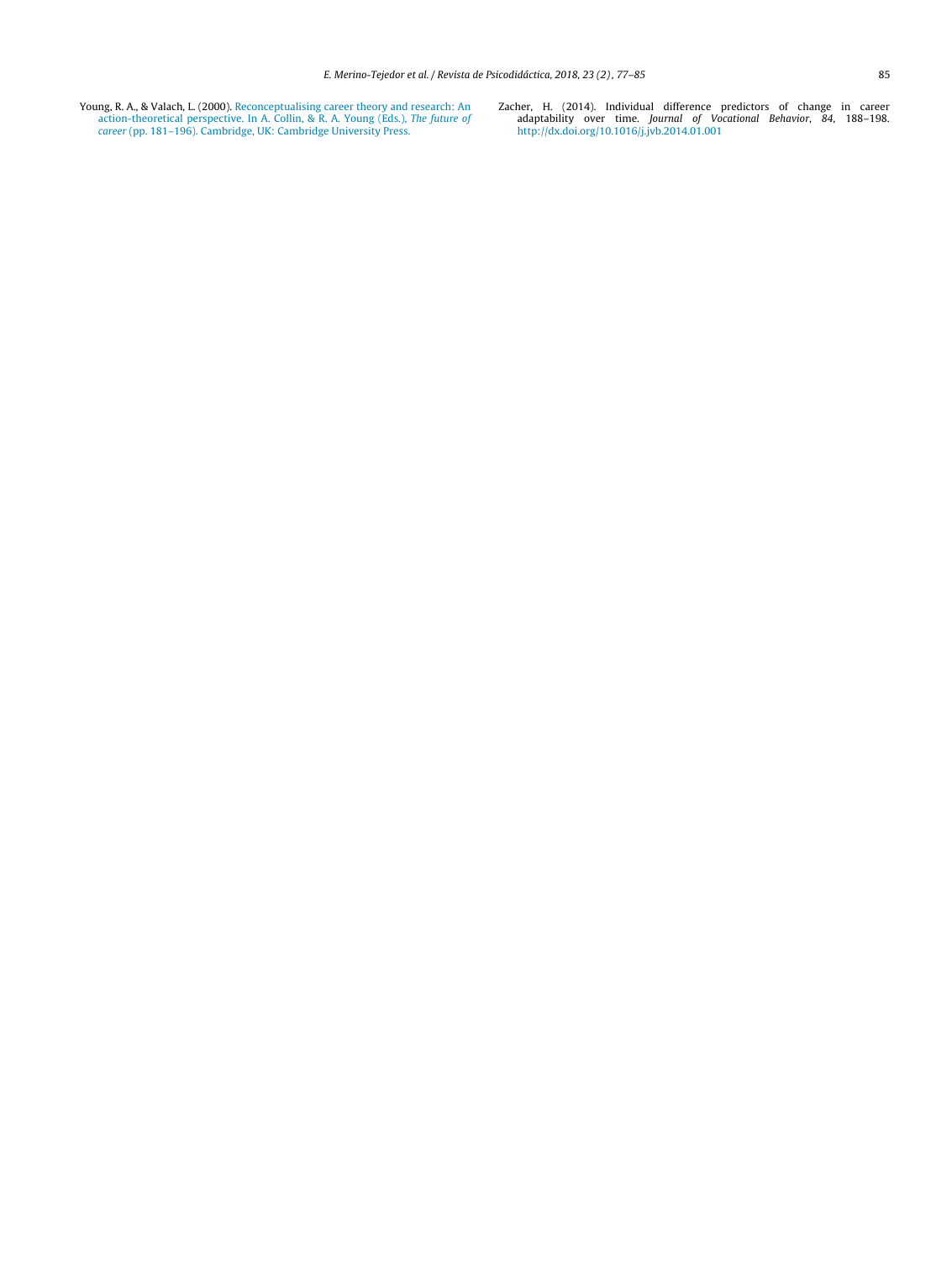Young, R. A., & Valach, L. (2000). Reconceptualising career theory and research: An action-theoretical perspective. In A. Collin, & R. A. Young (Eds.), *The future of career* (pp. 181–196). Cambridge, UK: Cambridge University Press.

Zacher, H. (2014). Individual difference predictors of change in career adaptability over time. *Journal of Vocational Behavior*, *84*, 188–198. http://dx.doi.org/10.1016/j.jvb.2014.01.001